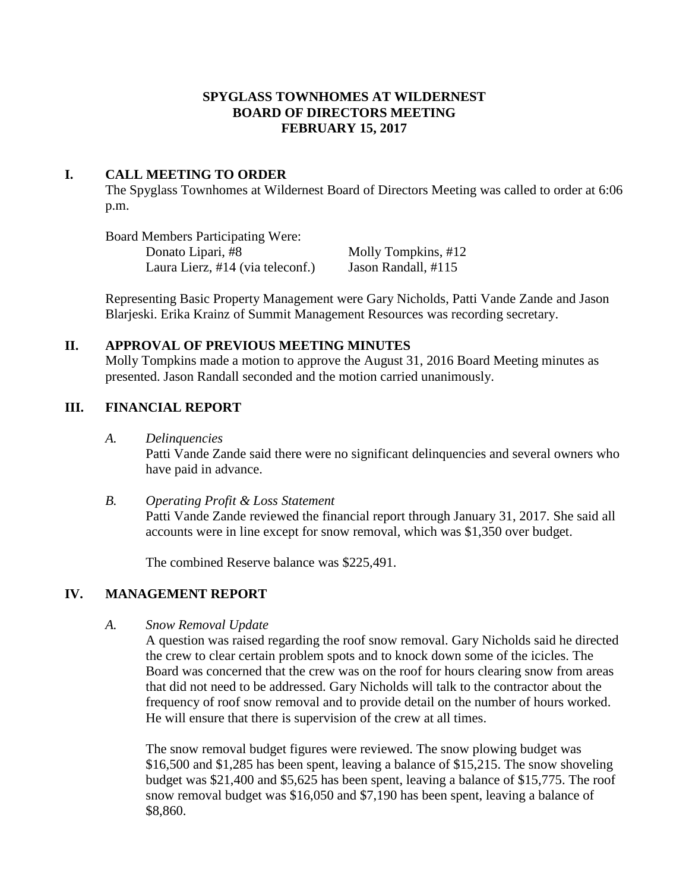# SPYGLASS TOWNHOMES AT WILDERNEST
# BOARD OF DIRECTORS MEETING
# FEBRUARY 15, 2017

## I. CALL MEETING TO ORDER

The Spyglass Townhomes at Wildernest Board of Directors Meeting was called to order at 6:06 p.m.

Board Members Participating Were:

| | |
|---|---|
| Donato Lipari, #8 | Molly Tompkins, #12 |
| Laura Lierz, #14 (via teleconf.) | Jason Randall, #115 |

Representing Basic Property Management were Gary Nicholds, Patti Vande Zande and Jason Blarjeski. Erika Krainz of Summit Management Resources was recording secretary.

## II. APPROVAL OF PREVIOUS MEETING MINUTES

Molly Tompkins made a motion to approve the August 31, 2016 Board Meeting minutes as presented. Jason Randall seconded and the motion carried unanimously.

## III. FINANCIAL REPORT

### A. *Delinquencies*

Patti Vande Zande said there were no significant delinquencies and several owners who have paid in advance.

### B. *Operating Profit & Loss Statement*

Patti Vande Zande reviewed the financial report through January 31, 2017. She said all accounts were in line except for snow removal, which was $1,350 over budget.

The combined Reserve balance was $225,491.

## IV. MANAGEMENT REPORT

### A. *Snow Removal Update*

A question was raised regarding the roof snow removal. Gary Nicholds said he directed the crew to clear certain problem spots and to knock down some of the icicles. The Board was concerned that the crew was on the roof for hours clearing snow from areas that did not need to be addressed. Gary Nicholds will talk to the contractor about the frequency of roof snow removal and to provide detail on the number of hours worked. He will ensure that there is supervision of the crew at all times.

The snow removal budget figures were reviewed. The snow plowing budget was $16,500 and $1,285 has been spent, leaving a balance of $15,215. The snow shoveling budget was $21,400 and $5,625 has been spent, leaving a balance of $15,775. The roof snow removal budget was $16,050 and $7,190 has been spent, leaving a balance of $8,860.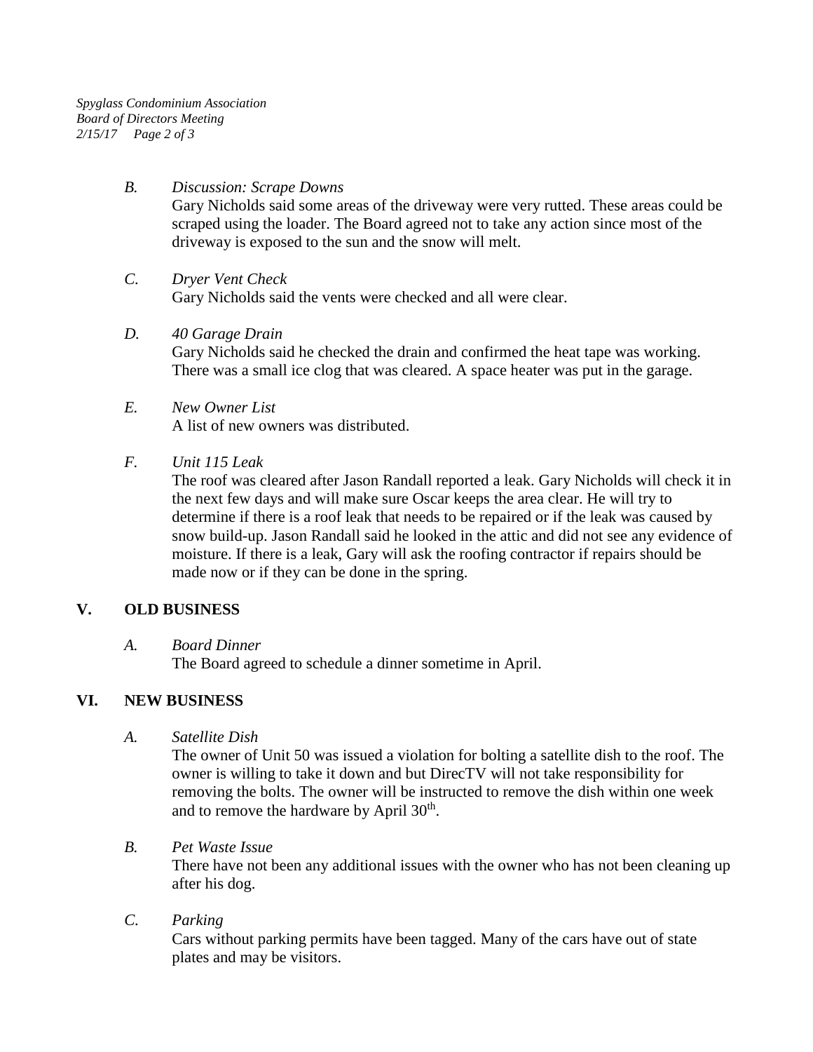*B.* *Discussion: Scrape Downs*

Gary Nicholds said some areas of the driveway were very rutted. These areas could be scraped using the loader. The Board agreed not to take any action since most of the driveway is exposed to the sun and the snow will melt.

*C.* *Dryer Vent Check*

Gary Nicholds said the vents were checked and all were clear.

*D.* *40 Garage Drain*

Gary Nicholds said he checked the drain and confirmed the heat tape was working. There was a small ice clog that was cleared. A space heater was put in the garage.

*E.* *New Owner List*

A list of new owners was distributed.

*F.* *Unit 115 Leak*

The roof was cleared after Jason Randall reported a leak. Gary Nicholds will check it in the next few days and will make sure Oscar keeps the area clear. He will try to determine if there is a roof leak that needs to be repaired or if the leak was caused by snow build-up. Jason Randall said he looked in the attic and did not see any evidence of moisture. If there is a leak, Gary will ask the roofing contractor if repairs should be made now or if they can be done in the spring.

## V. OLD BUSINESS

*A.* *Board Dinner*

The Board agreed to schedule a dinner sometime in April.

## VI. NEW BUSINESS

*A.* *Satellite Dish*

The owner of Unit 50 was issued a violation for bolting a satellite dish to the roof. The owner is willing to take it down and but DirecTV will not take responsibility for removing the bolts. The owner will be instructed to remove the dish within one week and to remove the hardware by April 30th.

*B.* *Pet Waste Issue*

There have not been any additional issues with the owner who has not been cleaning up after his dog.

*C.* *Parking*

Cars without parking permits have been tagged. Many of the cars have out of state plates and may be visitors.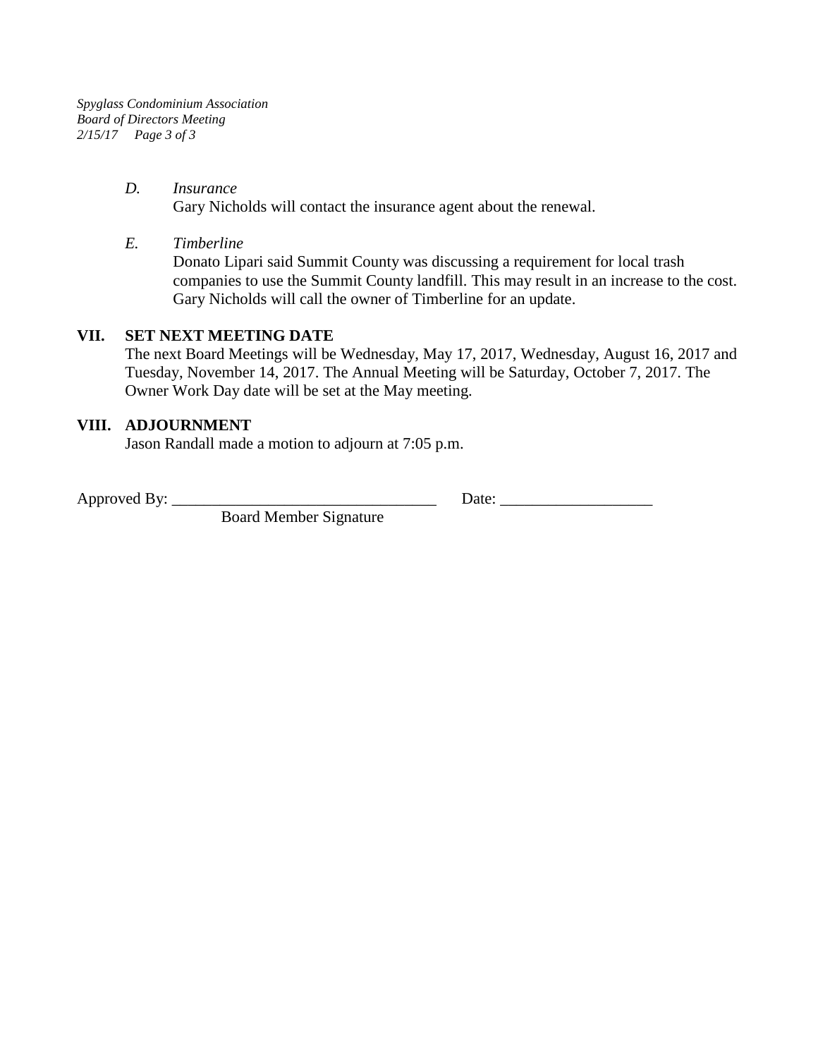*D. Insurance*

Gary Nicholds will contact the insurance agent about the renewal.

*E. Timberline*

Donato Lipari said Summit County was discussing a requirement for local trash companies to use the Summit County landfill. This may result in an increase to the cost. Gary Nicholds will call the owner of Timberline for an update.

## VII. SET NEXT MEETING DATE

The next Board Meetings will be Wednesday, May 17, 2017, Wednesday, August 16, 2017 and Tuesday, November 14, 2017. The Annual Meeting will be Saturday, October 7, 2017. The Owner Work Day date will be set at the May meeting.

## VIII. ADJOURNMENT

Jason Randall made a motion to adjourn at 7:05 p.m.

Approved By: _________________________________ Date: ___________________

Board Member Signature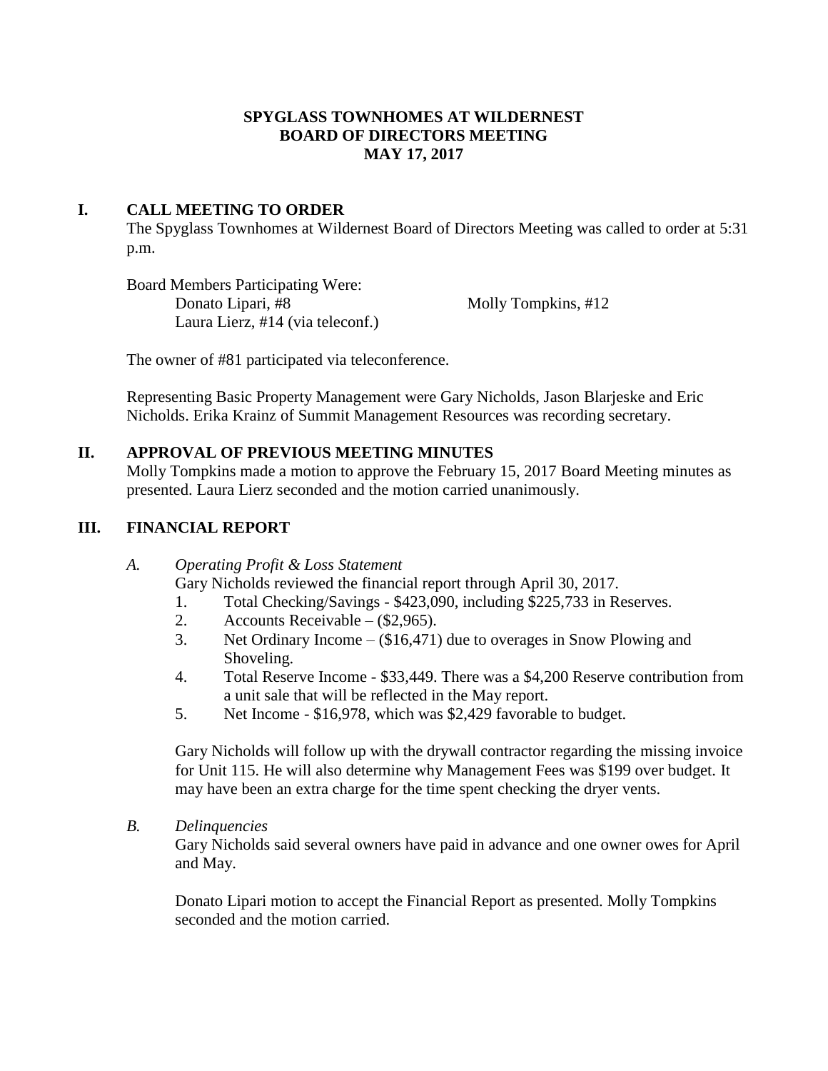**SPYGLASS TOWNHOMES AT WILDERNEST**
**BOARD OF DIRECTORS MEETING**
**MAY 17, 2017**

## I. CALL MEETING TO ORDER

The Spyglass Townhomes at Wildernest Board of Directors Meeting was called to order at 5:31 p.m.

Board Members Participating Were:

Donato Lipari, #8
Molly Tompkins, #12
Laura Lierz, #14 (via teleconf.)

The owner of #81 participated via teleconference.

Representing Basic Property Management were Gary Nicholds, Jason Blarjeske and Eric Nicholds. Erika Krainz of Summit Management Resources was recording secretary.

## II. APPROVAL OF PREVIOUS MEETING MINUTES

Molly Tompkins made a motion to approve the February 15, 2017 Board Meeting minutes as presented. Laura Lierz seconded and the motion carried unanimously.

## III. FINANCIAL REPORT

### *A. Operating Profit & Loss Statement*

Gary Nicholds reviewed the financial report through April 30, 2017.

1. Total Checking/Savings - $423,090, including $225,733 in Reserves.
2. Accounts Receivable – ($2,965).
3. Net Ordinary Income – ($16,471) due to overages in Snow Plowing and Shoveling.
4. Total Reserve Income - $33,449. There was a $4,200 Reserve contribution from a unit sale that will be reflected in the May report.
5. Net Income - $16,978, which was $2,429 favorable to budget.

Gary Nicholds will follow up with the drywall contractor regarding the missing invoice for Unit 115. He will also determine why Management Fees was $199 over budget. It may have been an extra charge for the time spent checking the dryer vents.

### *B. Delinquencies*

Gary Nicholds said several owners have paid in advance and one owner owes for April and May.

Donato Lipari motion to accept the Financial Report as presented. Molly Tompkins seconded and the motion carried.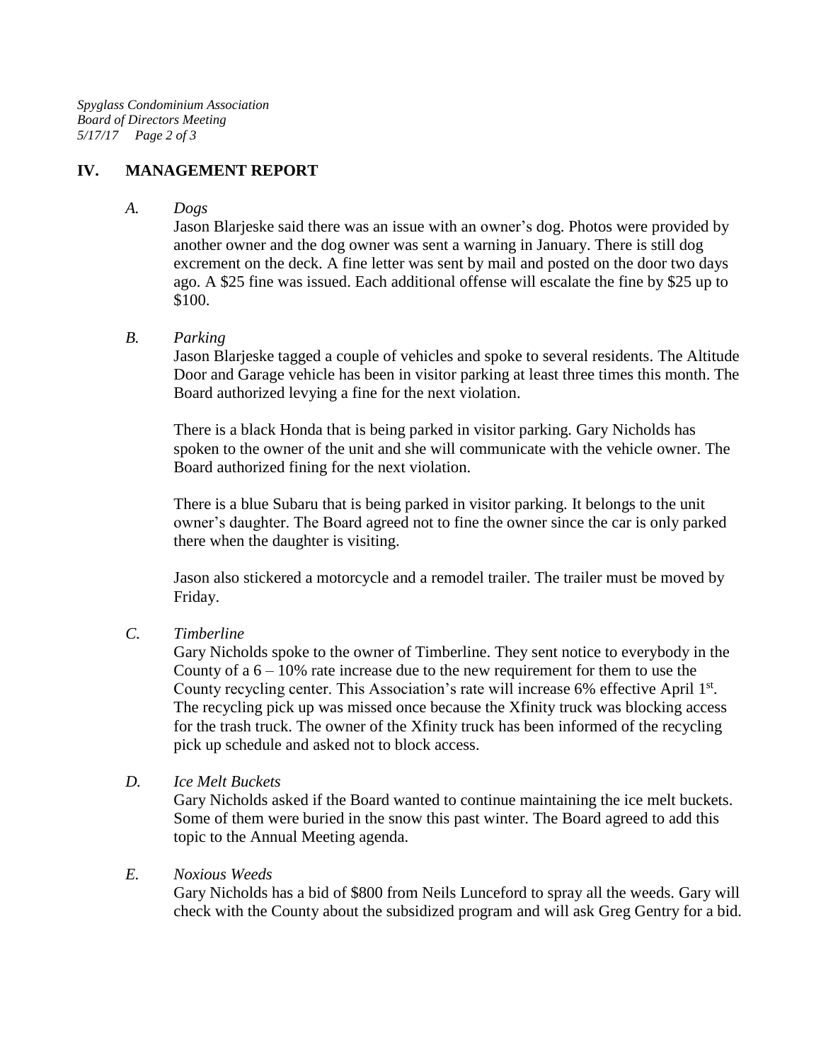## IV. MANAGEMENT REPORT

### *A. Dogs*

Jason Blarjeske said there was an issue with an owner's dog. Photos were provided by another owner and the dog owner was sent a warning in January. There is still dog excrement on the deck. A fine letter was sent by mail and posted on the door two days ago. A $25 fine was issued. Each additional offense will escalate the fine by $25 up to $100.

### *B. Parking*

Jason Blarjeske tagged a couple of vehicles and spoke to several residents. The Altitude Door and Garage vehicle has been in visitor parking at least three times this month. The Board authorized levying a fine for the next violation.

There is a black Honda that is being parked in visitor parking. Gary Nicholds has spoken to the owner of the unit and she will communicate with the vehicle owner. The Board authorized fining for the next violation.

There is a blue Subaru that is being parked in visitor parking. It belongs to the unit owner's daughter. The Board agreed not to fine the owner since the car is only parked there when the daughter is visiting.

Jason also stickered a motorcycle and a remodel trailer. The trailer must be moved by Friday.

### *C. Timberline*

Gary Nicholds spoke to the owner of Timberline. They sent notice to everybody in the County of a 6 – 10% rate increase due to the new requirement for them to use the County recycling center. This Association's rate will increase 6% effective April 1st. The recycling pick up was missed once because the Xfinity truck was blocking access for the trash truck. The owner of the Xfinity truck has been informed of the recycling pick up schedule and asked not to block access.

### *D. Ice Melt Buckets*

Gary Nicholds asked if the Board wanted to continue maintaining the ice melt buckets. Some of them were buried in the snow this past winter. The Board agreed to add this topic to the Annual Meeting agenda.

### *E. Noxious Weeds*

Gary Nicholds has a bid of $800 from Neils Lunceford to spray all the weeds. Gary will check with the County about the subsidized program and will ask Greg Gentry for a bid.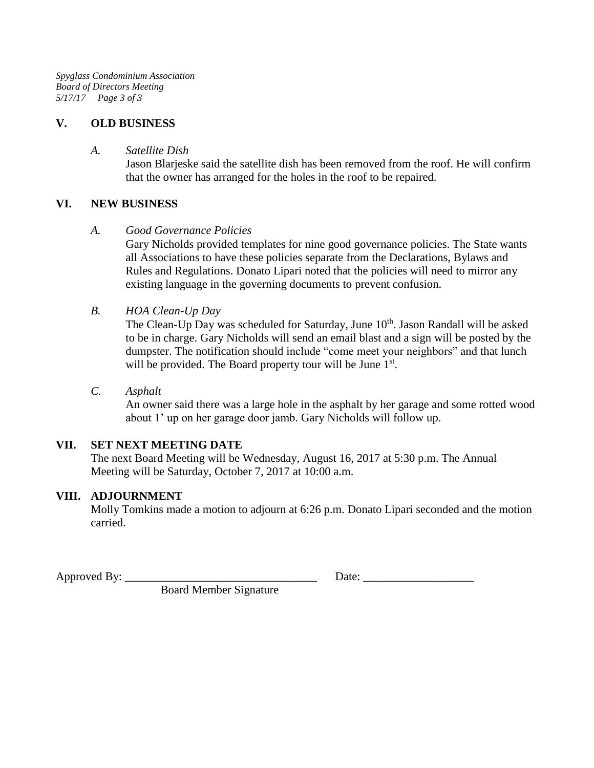## V. OLD BUSINESS

### A. *Satellite Dish*

Jason Blarjeske said the satellite dish has been removed from the roof. He will confirm that the owner has arranged for the holes in the roof to be repaired.

## VI. NEW BUSINESS

### A. *Good Governance Policies*

Gary Nicholds provided templates for nine good governance policies. The State wants all Associations to have these policies separate from the Declarations, Bylaws and Rules and Regulations. Donato Lipari noted that the policies will need to mirror any existing language in the governing documents to prevent confusion.

### B. *HOA Clean-Up Day*

The Clean-Up Day was scheduled for Saturday, June 10th. Jason Randall will be asked to be in charge. Gary Nicholds will send an email blast and a sign will be posted by the dumpster. The notification should include "come meet your neighbors" and that lunch will be provided. The Board property tour will be June 1st.

### C. *Asphalt*

An owner said there was a large hole in the asphalt by her garage and some rotted wood about 1' up on her garage door jamb. Gary Nicholds will follow up.

## VII. SET NEXT MEETING DATE

The next Board Meeting will be Wednesday, August 16, 2017 at 5:30 p.m. The Annual Meeting will be Saturday, October 7, 2017 at 10:00 a.m.

## VIII. ADJOURNMENT

Molly Tomkins made a motion to adjourn at 6:26 p.m. Donato Lipari seconded and the motion carried.

Approved By: ________________________________ Date: __________________

Board Member Signature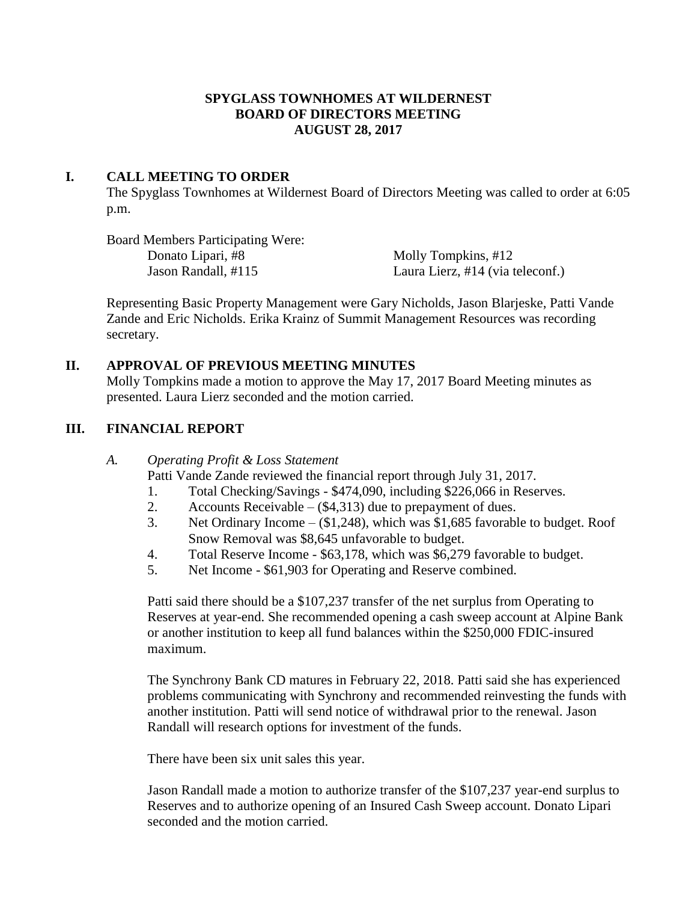**SPYGLASS TOWNHOMES AT WILDERNEST**
**BOARD OF DIRECTORS MEETING**
**AUGUST 28, 2017**

## I. CALL MEETING TO ORDER

The Spyglass Townhomes at Wildernest Board of Directors Meeting was called to order at 6:05 p.m.

Board Members Participating Were:

Donato Lipari, #8
Molly Tompkins, #12
Jason Randall, #115
Laura Lierz, #14 (via teleconf.)

Representing Basic Property Management were Gary Nicholds, Jason Blarjeske, Patti Vande Zande and Eric Nicholds. Erika Krainz of Summit Management Resources was recording secretary.

## II. APPROVAL OF PREVIOUS MEETING MINUTES

Molly Tompkins made a motion to approve the May 17, 2017 Board Meeting minutes as presented. Laura Lierz seconded and the motion carried.

## III. FINANCIAL REPORT

### A. *Operating Profit & Loss Statement*

Patti Vande Zande reviewed the financial report through July 31, 2017.

1. Total Checking/Savings - $474,090, including $226,066 in Reserves.
2. Accounts Receivable – ($4,313) due to prepayment of dues.
3. Net Ordinary Income – ($1,248), which was $1,685 favorable to budget. Roof Snow Removal was $8,645 unfavorable to budget.
4. Total Reserve Income - $63,178, which was $6,279 favorable to budget.
5. Net Income - $61,903 for Operating and Reserve combined.

Patti said there should be a $107,237 transfer of the net surplus from Operating to Reserves at year-end. She recommended opening a cash sweep account at Alpine Bank or another institution to keep all fund balances within the $250,000 FDIC-insured maximum.

The Synchrony Bank CD matures in February 22, 2018. Patti said she has experienced problems communicating with Synchrony and recommended reinvesting the funds with another institution. Patti will send notice of withdrawal prior to the renewal. Jason Randall will research options for investment of the funds.

There have been six unit sales this year.

Jason Randall made a motion to authorize transfer of the $107,237 year-end surplus to Reserves and to authorize opening of an Insured Cash Sweep account. Donato Lipari seconded and the motion carried.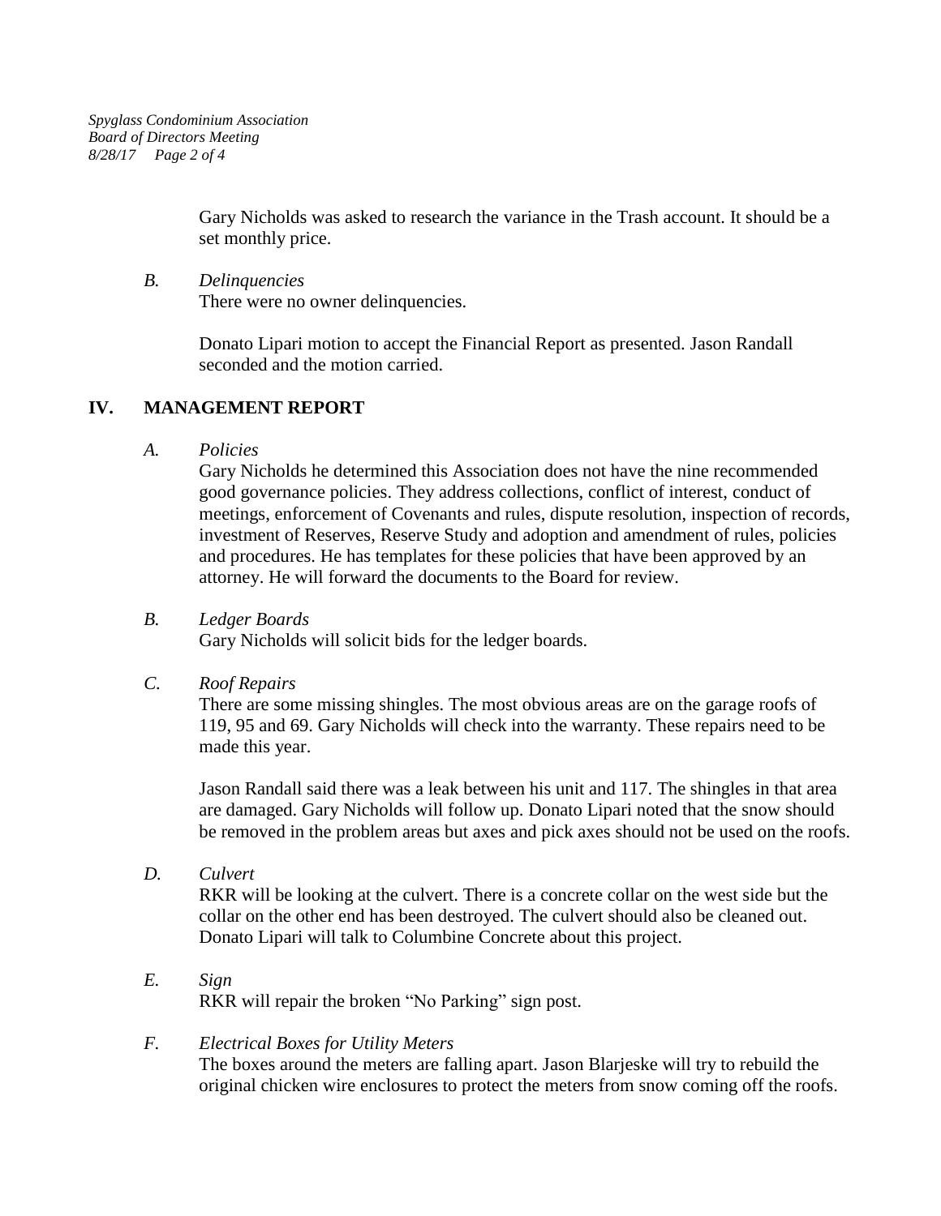Gary Nicholds was asked to research the variance in the Trash account. It should be a set monthly price.

*B. Delinquencies*

There were no owner delinquencies.

Donato Lipari motion to accept the Financial Report as presented. Jason Randall seconded and the motion carried.

## IV. MANAGEMENT REPORT

*A. Policies*

Gary Nicholds he determined this Association does not have the nine recommended good governance policies. They address collections, conflict of interest, conduct of meetings, enforcement of Covenants and rules, dispute resolution, inspection of records, investment of Reserves, Reserve Study and adoption and amendment of rules, policies and procedures. He has templates for these policies that have been approved by an attorney. He will forward the documents to the Board for review.

*B. Ledger Boards*

Gary Nicholds will solicit bids for the ledger boards.

*C. Roof Repairs*

There are some missing shingles. The most obvious areas are on the garage roofs of 119, 95 and 69. Gary Nicholds will check into the warranty. These repairs need to be made this year.

Jason Randall said there was a leak between his unit and 117. The shingles in that area are damaged. Gary Nicholds will follow up. Donato Lipari noted that the snow should be removed in the problem areas but axes and pick axes should not be used on the roofs.

*D. Culvert*

RKR will be looking at the culvert. There is a concrete collar on the west side but the collar on the other end has been destroyed. The culvert should also be cleaned out. Donato Lipari will talk to Columbine Concrete about this project.

*E. Sign*

RKR will repair the broken "No Parking" sign post.

*F. Electrical Boxes for Utility Meters*

The boxes around the meters are falling apart. Jason Blarjeske will try to rebuild the original chicken wire enclosures to protect the meters from snow coming off the roofs.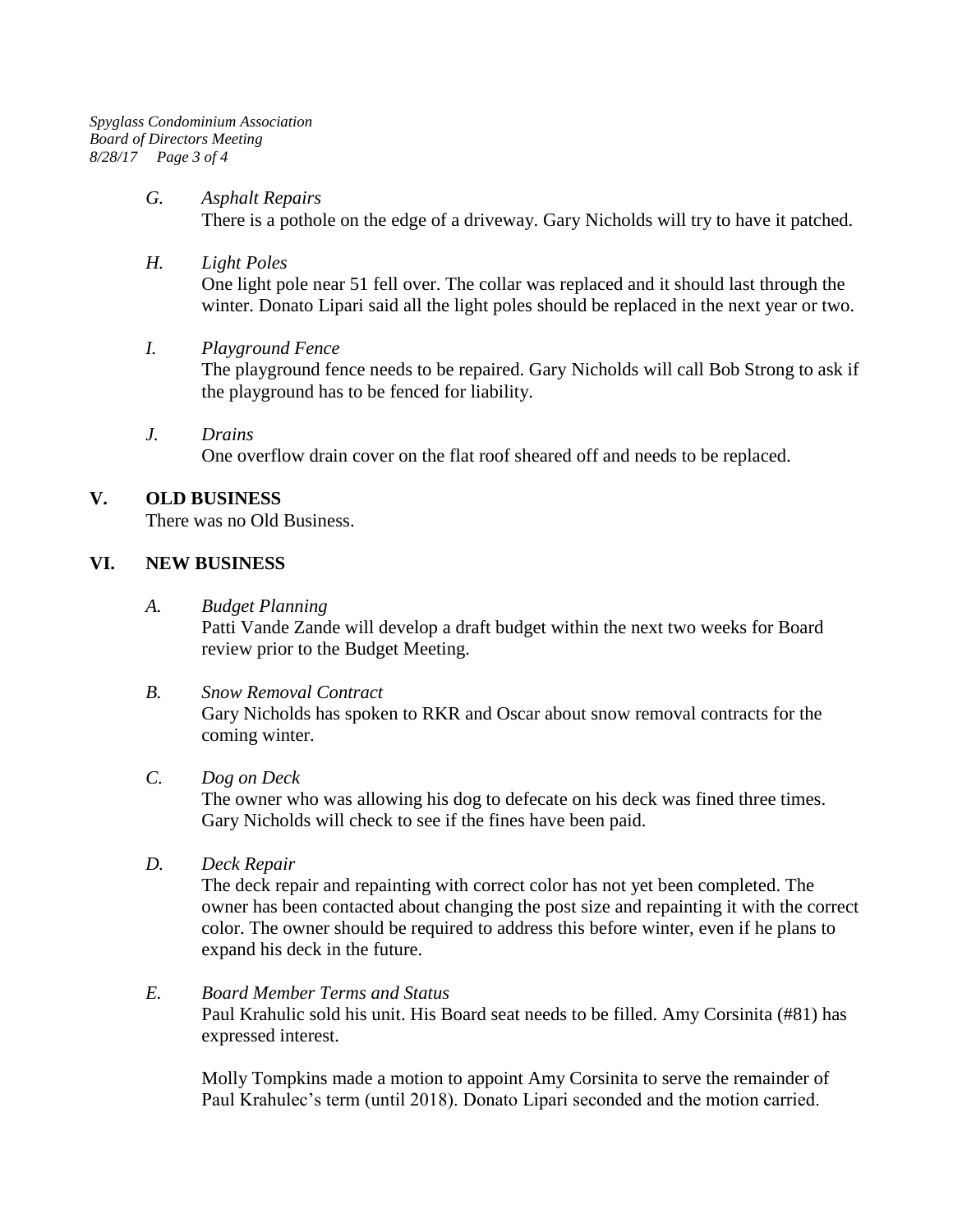*G. Asphalt Repairs*

There is a pothole on the edge of a driveway. Gary Nicholds will try to have it patched.

*H. Light Poles*

One light pole near 51 fell over. The collar was replaced and it should last through the winter. Donato Lipari said all the light poles should be replaced in the next year or two.

*I. Playground Fence*

The playground fence needs to be repaired. Gary Nicholds will call Bob Strong to ask if the playground has to be fenced for liability.

*J. Drains*

One overflow drain cover on the flat roof sheared off and needs to be replaced.

## V. OLD BUSINESS

There was no Old Business.

## VI. NEW BUSINESS

*A. Budget Planning*

Patti Vande Zande will develop a draft budget within the next two weeks for Board review prior to the Budget Meeting.

*B. Snow Removal Contract*

Gary Nicholds has spoken to RKR and Oscar about snow removal contracts for the coming winter.

*C. Dog on Deck*

The owner who was allowing his dog to defecate on his deck was fined three times. Gary Nicholds will check to see if the fines have been paid.

*D. Deck Repair*

The deck repair and repainting with correct color has not yet been completed. The owner has been contacted about changing the post size and repainting it with the correct color. The owner should be required to address this before winter, even if he plans to expand his deck in the future.

*E. Board Member Terms and Status*

Paul Krahulic sold his unit. His Board seat needs to be filled. Amy Corsinita (#81) has expressed interest.

Molly Tompkins made a motion to appoint Amy Corsinita to serve the remainder of Paul Krahulec's term (until 2018). Donato Lipari seconded and the motion carried.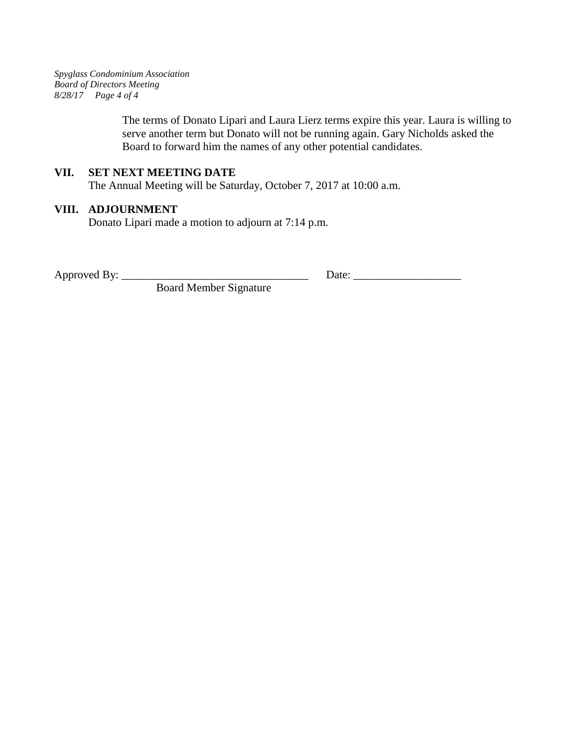The terms of Donato Lipari and Laura Lierz terms expire this year. Laura is willing to serve another term but Donato will not be running again. Gary Nicholds asked the Board to forward him the names of any other potential candidates.

## VII. SET NEXT MEETING DATE

The Annual Meeting will be Saturday, October 7, 2017 at 10:00 a.m.

## VIII. ADJOURNMENT

Donato Lipari made a motion to adjourn at 7:14 p.m.

Approved By: _________________________________ Date: ___________________

Board Member Signature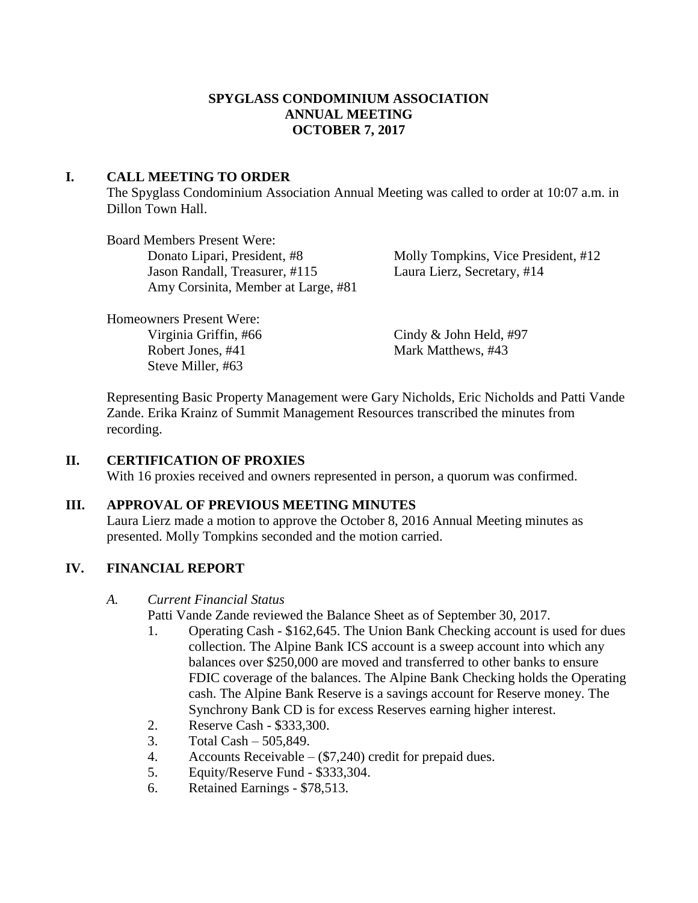# SPYGLASS CONDOMINIUM ASSOCIATION
# ANNUAL MEETING
# OCTOBER 7, 2017

## I. CALL MEETING TO ORDER

The Spyglass Condominium Association Annual Meeting was called to order at 10:07 a.m. in Dillon Town Hall.

Board Members Present Were:

- Donato Lipari, President, #8
- Molly Tompkins, Vice President, #12
- Jason Randall, Treasurer, #115
- Laura Lierz, Secretary, #14
- Amy Corsinita, Member at Large, #81

Homeowners Present Were:

- Virginia Griffin, #66
- Cindy & John Held, #97
- Robert Jones, #41
- Mark Matthews, #43
- Steve Miller, #63

Representing Basic Property Management were Gary Nicholds, Eric Nicholds and Patti Vande Zande. Erika Krainz of Summit Management Resources transcribed the minutes from recording.

## II. CERTIFICATION OF PROXIES

With 16 proxies received and owners represented in person, a quorum was confirmed.

## III. APPROVAL OF PREVIOUS MEETING MINUTES

Laura Lierz made a motion to approve the October 8, 2016 Annual Meeting minutes as presented. Molly Tompkins seconded and the motion carried.

## IV. FINANCIAL REPORT

### A. *Current Financial Status*

Patti Vande Zande reviewed the Balance Sheet as of September 30, 2017.

1. Operating Cash - $162,645. The Union Bank Checking account is used for dues collection. The Alpine Bank ICS account is a sweep account into which any balances over $250,000 are moved and transferred to other banks to ensure FDIC coverage of the balances. The Alpine Bank Checking holds the Operating cash. The Alpine Bank Reserve is a savings account for Reserve money. The Synchrony Bank CD is for excess Reserves earning higher interest.
2. Reserve Cash - $333,300.
3. Total Cash – 505,849.
4. Accounts Receivable – ($7,240) credit for prepaid dues.
5. Equity/Reserve Fund - $333,304.
6. Retained Earnings - $78,513.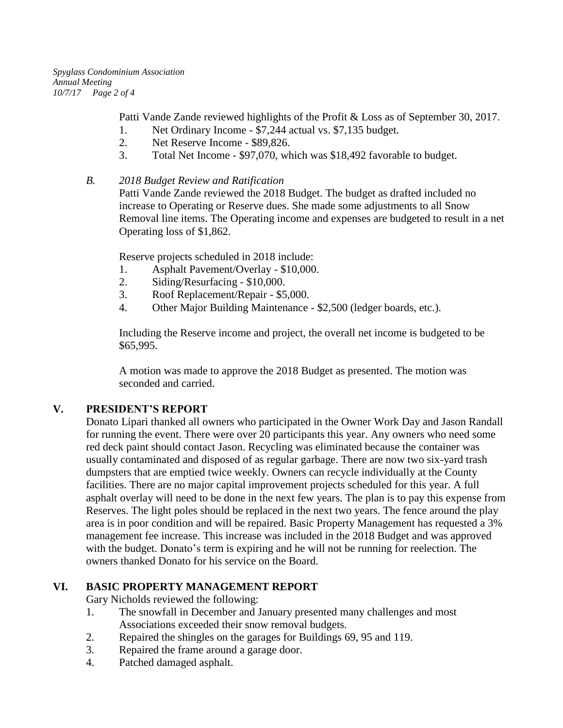Patti Vande Zande reviewed highlights of the Profit & Loss as of September 30, 2017.

1. Net Ordinary Income - $7,244 actual vs. $7,135 budget.
2. Net Reserve Income - $89,826.
3. Total Net Income - $97,070, which was $18,492 favorable to budget.

*B. 2018 Budget Review and Ratification*

Patti Vande Zande reviewed the 2018 Budget. The budget as drafted included no increase to Operating or Reserve dues. She made some adjustments to all Snow Removal line items. The Operating income and expenses are budgeted to result in a net Operating loss of $1,862.

Reserve projects scheduled in 2018 include:

1. Asphalt Pavement/Overlay - $10,000.
2. Siding/Resurfacing - $10,000.
3. Roof Replacement/Repair - $5,000.
4. Other Major Building Maintenance - $2,500 (ledger boards, etc.).

Including the Reserve income and project, the overall net income is budgeted to be $65,995.

A motion was made to approve the 2018 Budget as presented. The motion was seconded and carried.

## V. PRESIDENT'S REPORT

Donato Lipari thanked all owners who participated in the Owner Work Day and Jason Randall for running the event. There were over 20 participants this year. Any owners who need some red deck paint should contact Jason. Recycling was eliminated because the container was usually contaminated and disposed of as regular garbage. There are now two six-yard trash dumpsters that are emptied twice weekly. Owners can recycle individually at the County facilities. There are no major capital improvement projects scheduled for this year. A full asphalt overlay will need to be done in the next few years. The plan is to pay this expense from Reserves. The light poles should be replaced in the next two years. The fence around the play area is in poor condition and will be repaired. Basic Property Management has requested a 3% management fee increase. This increase was included in the 2018 Budget and was approved with the budget. Donato's term is expiring and he will not be running for reelection. The owners thanked Donato for his service on the Board.

## VI. BASIC PROPERTY MANAGEMENT REPORT

Gary Nicholds reviewed the following:

1. The snowfall in December and January presented many challenges and most Associations exceeded their snow removal budgets.
2. Repaired the shingles on the garages for Buildings 69, 95 and 119.
3. Repaired the frame around a garage door.
4. Patched damaged asphalt.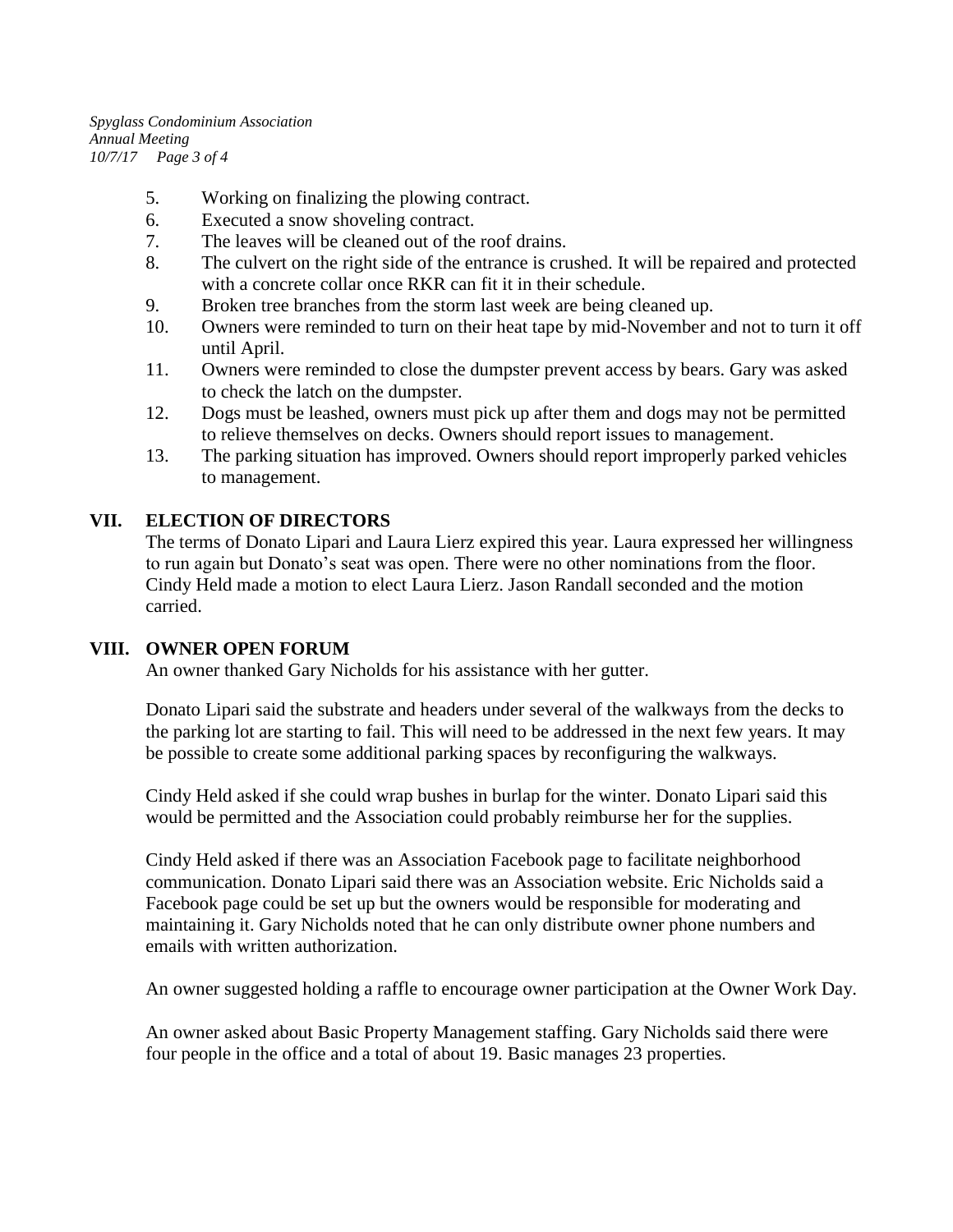5. Working on finalizing the plowing contract.
6. Executed a snow shoveling contract.
7. The leaves will be cleaned out of the roof drains.
8. The culvert on the right side of the entrance is crushed. It will be repaired and protected with a concrete collar once RKR can fit it in their schedule.
9. Broken tree branches from the storm last week are being cleaned up.
10. Owners were reminded to turn on their heat tape by mid-November and not to turn it off until April.
11. Owners were reminded to close the dumpster prevent access by bears. Gary was asked to check the latch on the dumpster.
12. Dogs must be leashed, owners must pick up after them and dogs may not be permitted to relieve themselves on decks. Owners should report issues to management.
13. The parking situation has improved. Owners should report improperly parked vehicles to management.

## VII. ELECTION OF DIRECTORS

The terms of Donato Lipari and Laura Lierz expired this year. Laura expressed her willingness to run again but Donato's seat was open. There were no other nominations from the floor. Cindy Held made a motion to elect Laura Lierz. Jason Randall seconded and the motion carried.

## VIII. OWNER OPEN FORUM

An owner thanked Gary Nicholds for his assistance with her gutter.

Donato Lipari said the substrate and headers under several of the walkways from the decks to the parking lot are starting to fail. This will need to be addressed in the next few years. It may be possible to create some additional parking spaces by reconfiguring the walkways.

Cindy Held asked if she could wrap bushes in burlap for the winter. Donato Lipari said this would be permitted and the Association could probably reimburse her for the supplies.

Cindy Held asked if there was an Association Facebook page to facilitate neighborhood communication. Donato Lipari said there was an Association website. Eric Nicholds said a Facebook page could be set up but the owners would be responsible for moderating and maintaining it. Gary Nicholds noted that he can only distribute owner phone numbers and emails with written authorization.

An owner suggested holding a raffle to encourage owner participation at the Owner Work Day.

An owner asked about Basic Property Management staffing. Gary Nicholds said there were four people in the office and a total of about 19. Basic manages 23 properties.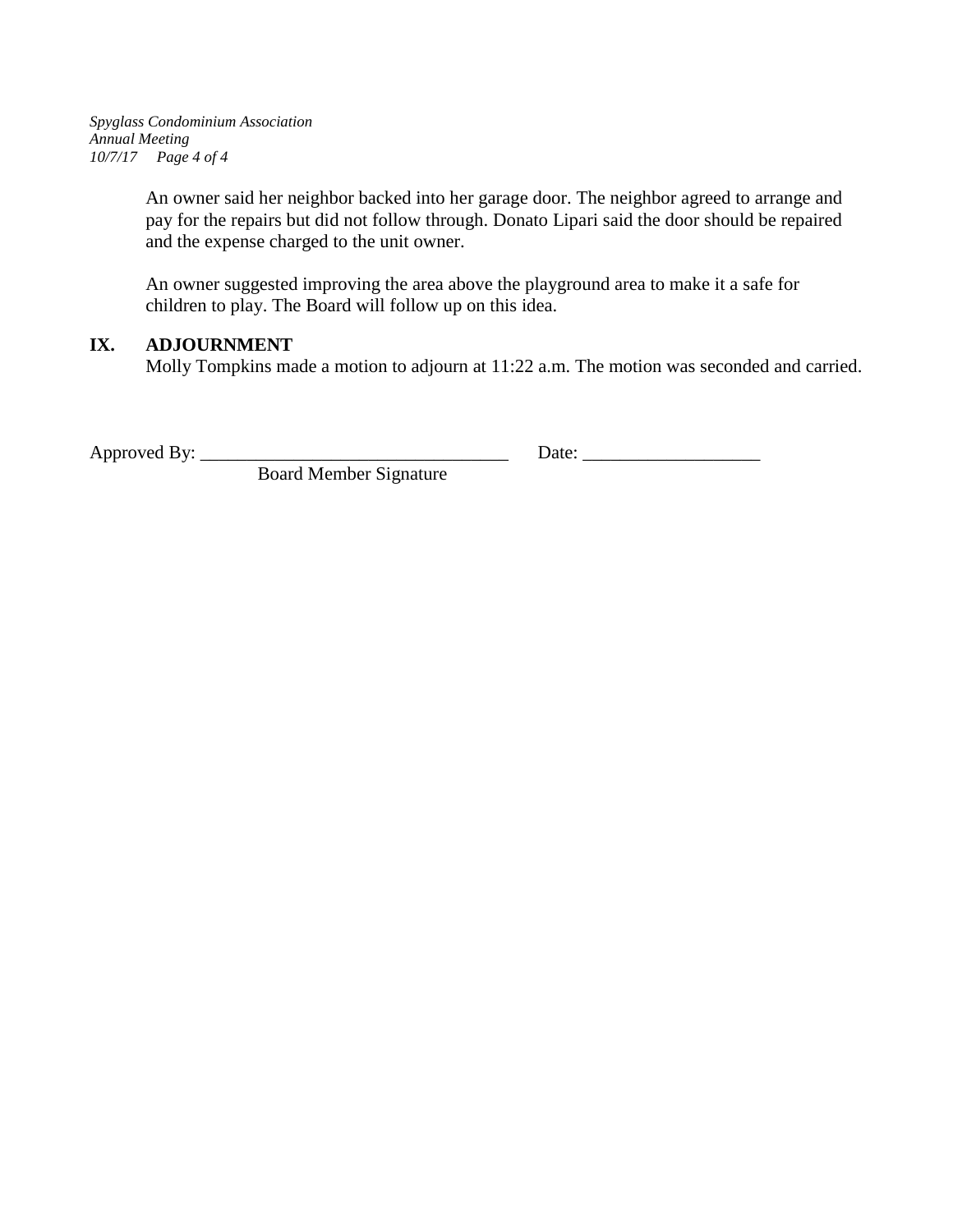An owner said her neighbor backed into her garage door. The neighbor agreed to arrange and pay for the repairs but did not follow through. Donato Lipari said the door should be repaired and the expense charged to the unit owner.

An owner suggested improving the area above the playground area to make it a safe for children to play. The Board will follow up on this idea.

## IX. ADJOURNMENT

Molly Tompkins made a motion to adjourn at 11:22 a.m. The motion was seconded and carried.

Approved By: __________________________________ Date: ___________________

Board Member Signature